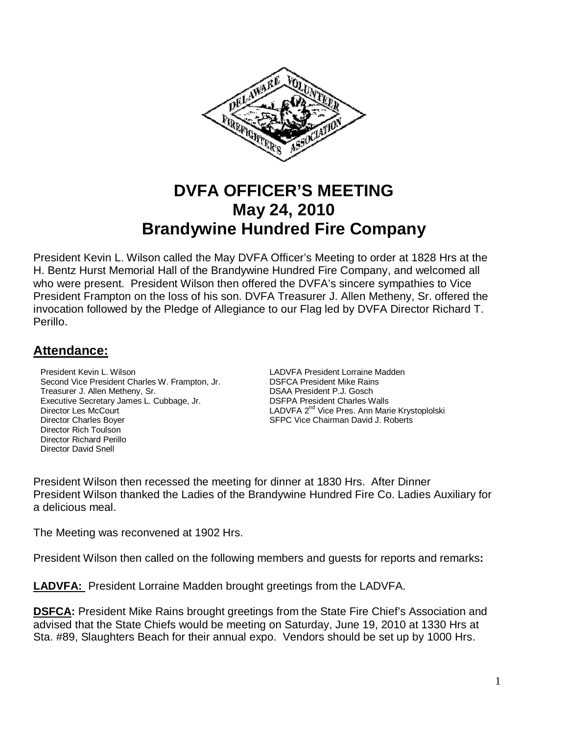# DVFA OFFICER'S MEETING
# May 24, 2010
# Brandywine Hundred Fire Company

President Kevin L. Wilson called the May DVFA Officer's Meeting to order at 1828 Hrs at the H. Bentz Hurst Memorial Hall of the Brandywine Hundred Fire Company, and welcomed all who were present. President Wilson then offered the DVFA's sincere sympathies to Vice President Frampton on the loss of his son. DVFA Treasurer J. Allen Metheny, Sr. offered the invocation followed by the Pledge of Allegiance to our Flag led by DVFA Director Richard T. Perillo.

## Attendance:

President Kevin L. Wilson
Second Vice President Charles W. Frampton, Jr.
Treasurer J. Allen Metheny, Sr.
Executive Secretary James L. Cubbage, Jr.
Director Les McCourt
Director Charles Boyer
Director Rich Toulson
Director Richard Perillo
Director David Snell

LADVFA President Lorraine Madden
DSFCA President Mike Rains
DSAA President P.J. Gosch
DSFPA President Charles Walls
LADVFA 2nd Vice Pres. Ann Marie Krystoplolski
SFPC Vice Chairman David J. Roberts

President Wilson then recessed the meeting for dinner at 1830 Hrs. After Dinner President Wilson thanked the Ladies of the Brandywine Hundred Fire Co. Ladies Auxiliary for a delicious meal.

The Meeting was reconvened at 1902 Hrs.

President Wilson then called on the following members and guests for reports and remarks**:**

**LADVFA:** President Lorraine Madden brought greetings from the LADVFA.

**DSFCA:** President Mike Rains brought greetings from the State Fire Chief's Association and advised that the State Chiefs would be meeting on Saturday, June 19, 2010 at 1330 Hrs at Sta. #89, Slaughters Beach for their annual expo. Vendors should be set up by 1000 Hrs.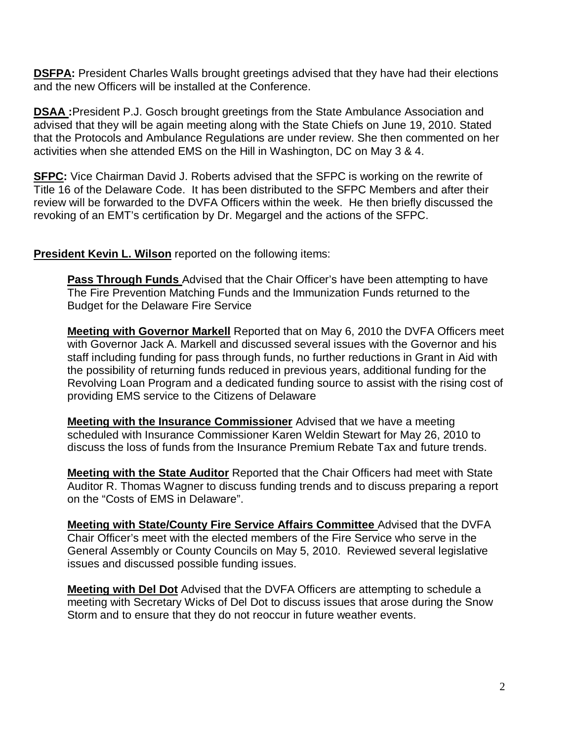**DSFPA:** President Charles Walls brought greetings advised that they have had their elections and the new Officers will be installed at the Conference.

**DSAA :**President P.J. Gosch brought greetings from the State Ambulance Association and advised that they will be again meeting along with the State Chiefs on June 19, 2010. Stated that the Protocols and Ambulance Regulations are under review. She then commented on her activities when she attended EMS on the Hill in Washington, DC on May 3 & 4.

**SFPC:** Vice Chairman David J. Roberts advised that the SFPC is working on the rewrite of Title 16 of the Delaware Code. It has been distributed to the SFPC Members and after their review will be forwarded to the DVFA Officers within the week. He then briefly discussed the revoking of an EMT's certification by Dr. Megargel and the actions of the SFPC.

**President Kevin L. Wilson** reported on the following items:

**Pass Through Funds** Advised that the Chair Officer's have been attempting to have The Fire Prevention Matching Funds and the Immunization Funds returned to the Budget for the Delaware Fire Service

**Meeting with Governor Markell** Reported that on May 6, 2010 the DVFA Officers meet with Governor Jack A. Markell and discussed several issues with the Governor and his staff including funding for pass through funds, no further reductions in Grant in Aid with the possibility of returning funds reduced in previous years, additional funding for the Revolving Loan Program and a dedicated funding source to assist with the rising cost of providing EMS service to the Citizens of Delaware

**Meeting with the Insurance Commissioner** Advised that we have a meeting scheduled with Insurance Commissioner Karen Weldin Stewart for May 26, 2010 to discuss the loss of funds from the Insurance Premium Rebate Tax and future trends.

**Meeting with the State Auditor** Reported that the Chair Officers had meet with State Auditor R. Thomas Wagner to discuss funding trends and to discuss preparing a report on the "Costs of EMS in Delaware".

**Meeting with State/County Fire Service Affairs Committee** Advised that the DVFA Chair Officer's meet with the elected members of the Fire Service who serve in the General Assembly or County Councils on May 5, 2010. Reviewed several legislative issues and discussed possible funding issues.

**Meeting with Del Dot** Advised that the DVFA Officers are attempting to schedule a meeting with Secretary Wicks of Del Dot to discuss issues that arose during the Snow Storm and to ensure that they do not reoccur in future weather events.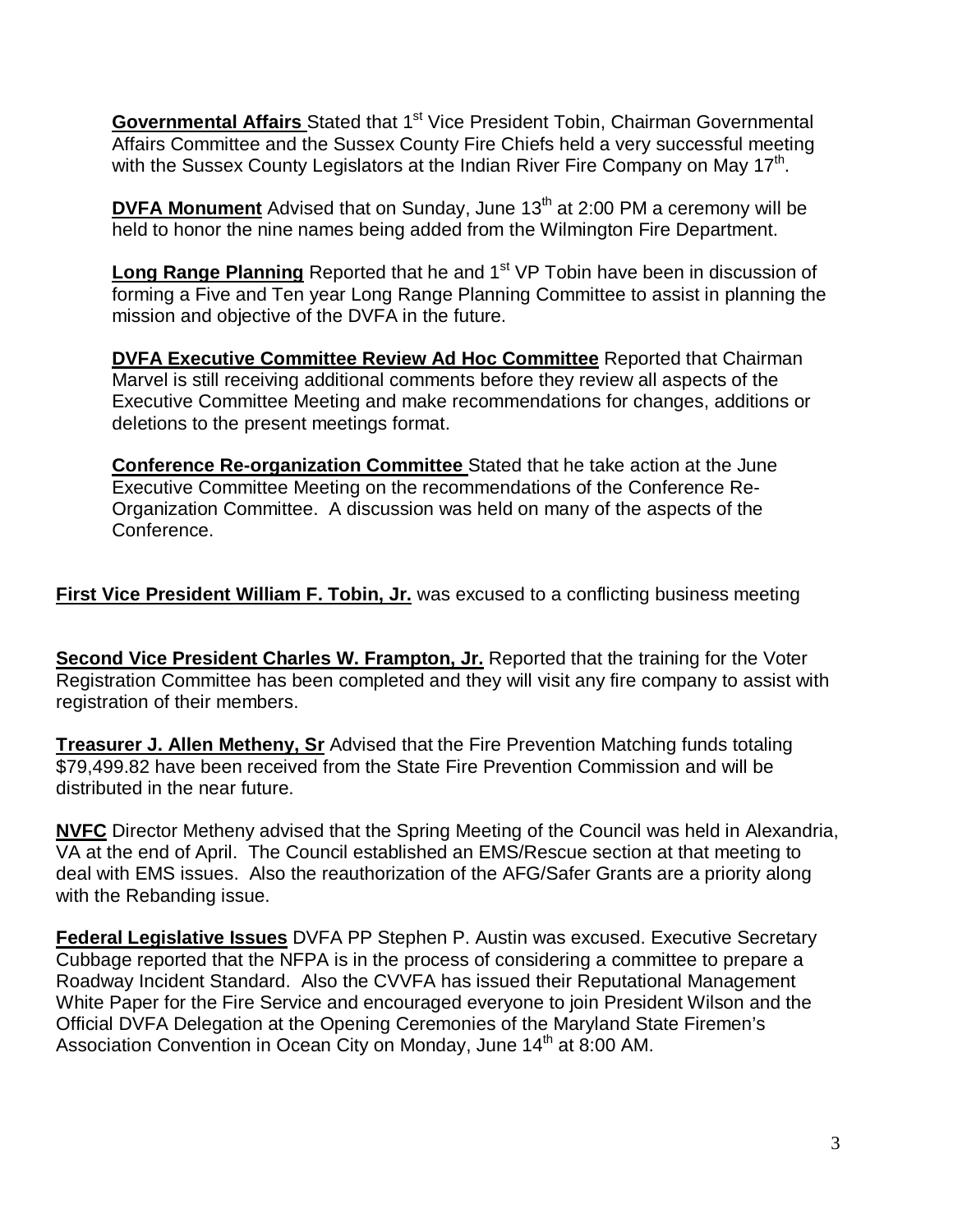**Governmental Affairs** Stated that 1st Vice President Tobin, Chairman Governmental Affairs Committee and the Sussex County Fire Chiefs held a very successful meeting with the Sussex County Legislators at the Indian River Fire Company on May 17th.

**DVFA Monument** Advised that on Sunday, June 13th at 2:00 PM a ceremony will be held to honor the nine names being added from the Wilmington Fire Department.

**Long Range Planning** Reported that he and 1st VP Tobin have been in discussion of forming a Five and Ten year Long Range Planning Committee to assist in planning the mission and objective of the DVFA in the future.

**DVFA Executive Committee Review Ad Hoc Committee** Reported that Chairman Marvel is still receiving additional comments before they review all aspects of the Executive Committee Meeting and make recommendations for changes, additions or deletions to the present meetings format.

**Conference Re-organization Committee** Stated that he take action at the June Executive Committee Meeting on the recommendations of the Conference Re-Organization Committee. A discussion was held on many of the aspects of the Conference.

**First Vice President William F. Tobin, Jr.** was excused to a conflicting business meeting

**Second Vice President Charles W. Frampton, Jr.** Reported that the training for the Voter Registration Committee has been completed and they will visit any fire company to assist with registration of their members.

**Treasurer J. Allen Metheny, Sr** Advised that the Fire Prevention Matching funds totaling $79,499.82 have been received from the State Fire Prevention Commission and will be distributed in the near future.

**NVFC** Director Metheny advised that the Spring Meeting of the Council was held in Alexandria, VA at the end of April. The Council established an EMS/Rescue section at that meeting to deal with EMS issues. Also the reauthorization of the AFG/Safer Grants are a priority along with the Rebanding issue.

**Federal Legislative Issues** DVFA PP Stephen P. Austin was excused. Executive Secretary Cubbage reported that the NFPA is in the process of considering a committee to prepare a Roadway Incident Standard. Also the CVVFA has issued their Reputational Management White Paper for the Fire Service and encouraged everyone to join President Wilson and the Official DVFA Delegation at the Opening Ceremonies of the Maryland State Firemen's Association Convention in Ocean City on Monday, June 14th at 8:00 AM.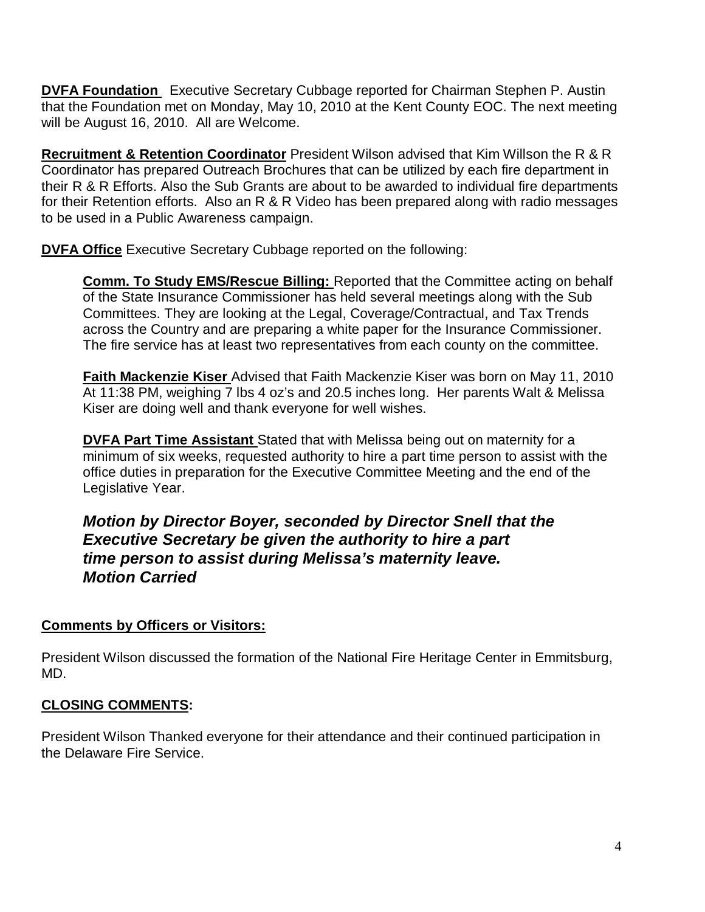**DVFA Foundation** Executive Secretary Cubbage reported for Chairman Stephen P. Austin that the Foundation met on Monday, May 10, 2010 at the Kent County EOC. The next meeting will be August 16, 2010. All are Welcome.

**Recruitment & Retention Coordinator** President Wilson advised that Kim Willson the R & R Coordinator has prepared Outreach Brochures that can be utilized by each fire department in their R & R Efforts. Also the Sub Grants are about to be awarded to individual fire departments for their Retention efforts. Also an R & R Video has been prepared along with radio messages to be used in a Public Awareness campaign.

**DVFA Office** Executive Secretary Cubbage reported on the following:

> **Comm. To Study EMS/Rescue Billing:** Reported that the Committee acting on behalf of the State Insurance Commissioner has held several meetings along with the Sub Committees. They are looking at the Legal, Coverage/Contractual, and Tax Trends across the Country and are preparing a white paper for the Insurance Commissioner. The fire service has at least two representatives from each county on the committee.
>
> **Faith Mackenzie Kiser** Advised that Faith Mackenzie Kiser was born on May 11, 2010 At 11:38 PM, weighing 7 lbs 4 oz's and 20.5 inches long. Her parents Walt & Melissa Kiser are doing well and thank everyone for well wishes.
>
> **DVFA Part Time Assistant** Stated that with Melissa being out on maternity for a minimum of six weeks, requested authority to hire a part time person to assist with the office duties in preparation for the Executive Committee Meeting and the end of the Legislative Year.
>
> ***Motion by Director Boyer, seconded by Director Snell that the Executive Secretary be given the authority to hire a part time person to assist during Melissa's maternity leave.***
> ***Motion Carried***

**Comments by Officers or Visitors:**

President Wilson discussed the formation of the National Fire Heritage Center in Emmitsburg, MD.

**CLOSING COMMENTS:**

President Wilson Thanked everyone for their attendance and their continued participation in the Delaware Fire Service.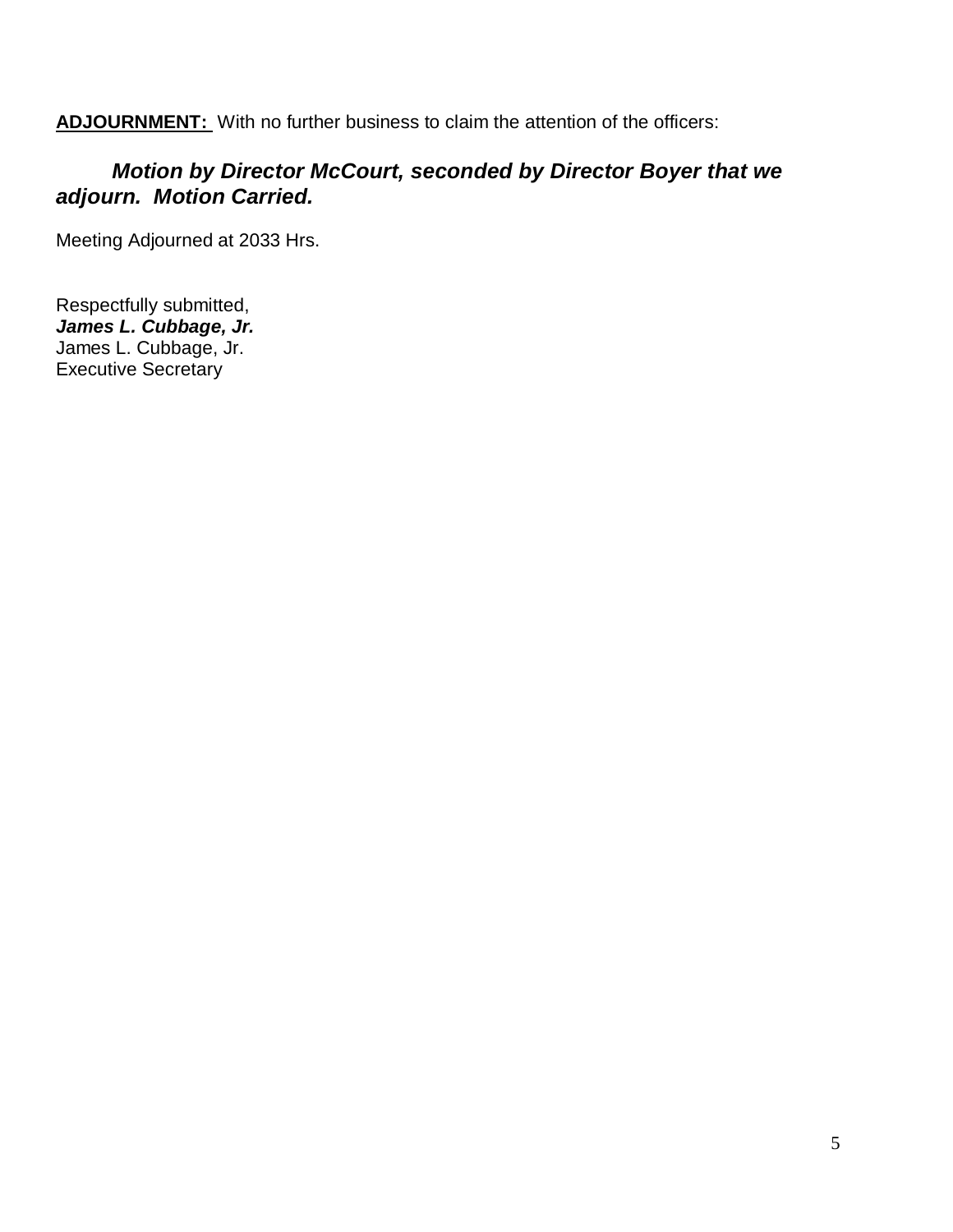**<u>ADJOURNMENT:</u>** With no further business to claim the attention of the officers:

***Motion by Director McCourt, seconded by Director Boyer that we adjourn. Motion Carried.***

Meeting Adjourned at 2033 Hrs.

Respectfully submitted,
***James L. Cubbage, Jr.***
James L. Cubbage, Jr.
Executive Secretary